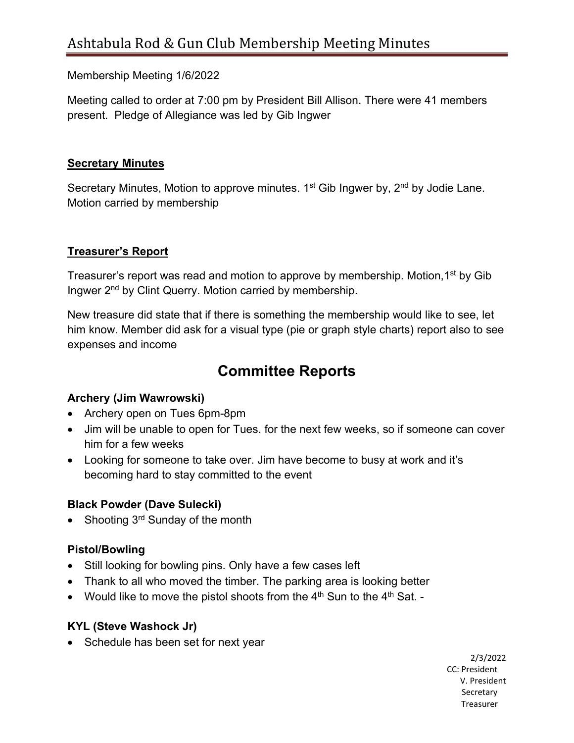# Ashtabula Rod & Gun Club Membership Meeting Minutes

Membership Meeting 1/6/2022

Meeting called to order at 7:00 pm by President Bill Allison. There were 41 members present. Pledge of Allegiance was led by Gib Ingwer

## Secretary Minutes

Secretary Minutes, Motion to approve minutes. 1st Gib Ingwer by, 2nd by Jodie Lane. Motion carried by membership

## Treasurer's Report

Treasurer's report was read and motion to approve by membership. Motion,1st by Gib Ingwer 2nd by Clint Querry. Motion carried by membership.

New treasure did state that if there is something the membership would like to see, let him know. Member did ask for a visual type (pie or graph style charts) report also to see expenses and income

# Committee Reports

### Archery (Jim Wawrowski)

- Archery open on Tues 6pm-8pm
- Jim will be unable to open for Tues. for the next few weeks, so if someone can cover him for a few weeks
- Looking for someone to take over. Jim have become to busy at work and it's becoming hard to stay committed to the event

### Black Powder (Dave Sulecki)

- Shooting 3rd Sunday of the month

### Pistol/Bowling

- Still looking for bowling pins. Only have a few cases left
- Thank to all who moved the timber. The parking area is looking better
- Would like to move the pistol shoots from the 4th Sun to the 4th Sat. -

### KYL (Steve Washock Jr)

- Schedule has been set for next year

2/3/2022
CC: President
V. President
Secretary
Treasurer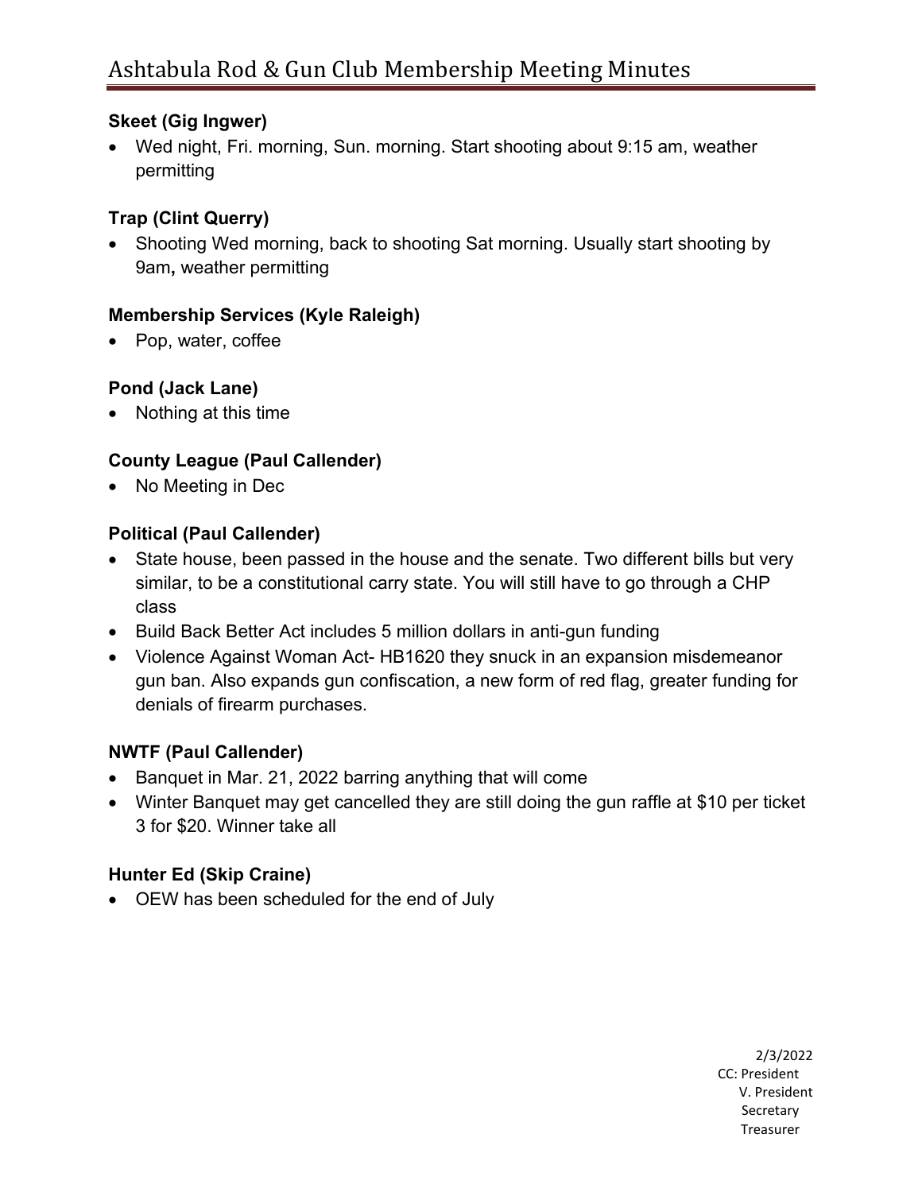### Skeet (Gig Ingwer)

- Wed night, Fri. morning, Sun. morning. Start shooting about 9:15 am, weather permitting

### Trap (Clint Querry)

- Shooting Wed morning, back to shooting Sat morning. Usually start shooting by 9am**,** weather permitting

### Membership Services (Kyle Raleigh)

- Pop, water, coffee

### Pond (Jack Lane)

- Nothing at this time

### County League (Paul Callender)

- No Meeting in Dec

### Political (Paul Callender)

- State house, been passed in the house and the senate. Two different bills but very similar, to be a constitutional carry state. You will still have to go through a CHP class
- Build Back Better Act includes 5 million dollars in anti-gun funding
- Violence Against Woman Act- HB1620 they snuck in an expansion misdemeanor gun ban. Also expands gun confiscation, a new form of red flag, greater funding for denials of firearm purchases.

### NWTF (Paul Callender)

- Banquet in Mar. 21, 2022 barring anything that will come
- Winter Banquet may get cancelled they are still doing the gun raffle at $10 per ticket 3 for $20. Winner take all

### Hunter Ed (Skip Craine)

- OEW has been scheduled for the end of July

2/3/2022
CC: President
V. President
Secretary
Treasurer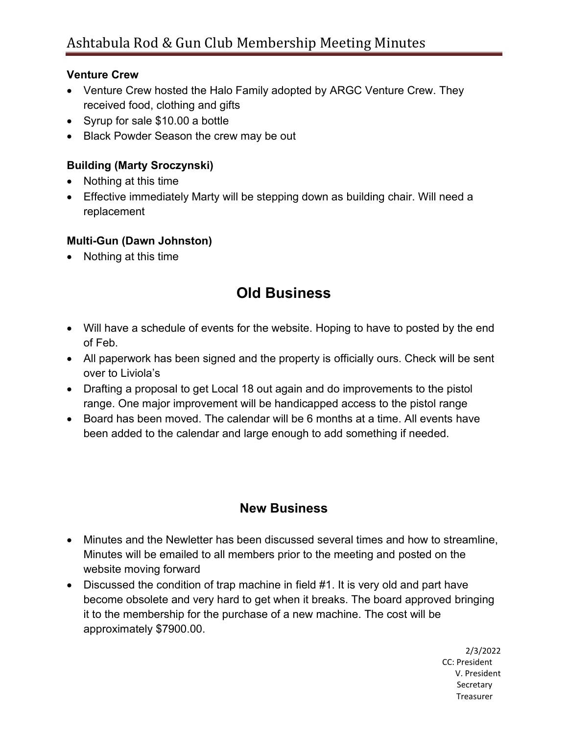### Venture Crew

- Venture Crew hosted the Halo Family adopted by ARGC Venture Crew. They received food, clothing and gifts
- Syrup for sale $10.00 a bottle
- Black Powder Season the crew may be out

### Building (Marty Sroczynski)

- Nothing at this time
- Effective immediately Marty will be stepping down as building chair. Will need a replacement

### Multi-Gun (Dawn Johnston)

- Nothing at this time

## Old Business

- Will have a schedule of events for the website. Hoping to have to posted by the end of Feb.
- All paperwork has been signed and the property is officially ours. Check will be sent over to Liviola's
- Drafting a proposal to get Local 18 out again and do improvements to the pistol range. One major improvement will be handicapped access to the pistol range
- Board has been moved. The calendar will be 6 months at a time. All events have been added to the calendar and large enough to add something if needed.

## New Business

- Minutes and the Newletter has been discussed several times and how to streamline, Minutes will be emailed to all members prior to the meeting and posted on the website moving forward
- Discussed the condition of trap machine in field #1. It is very old and part have become obsolete and very hard to get when it breaks. The board approved bringing it to the membership for the purchase of a new machine. The cost will be approximately $7900.00.

2/3/2022
CC: President
V. President
Secretary
Treasurer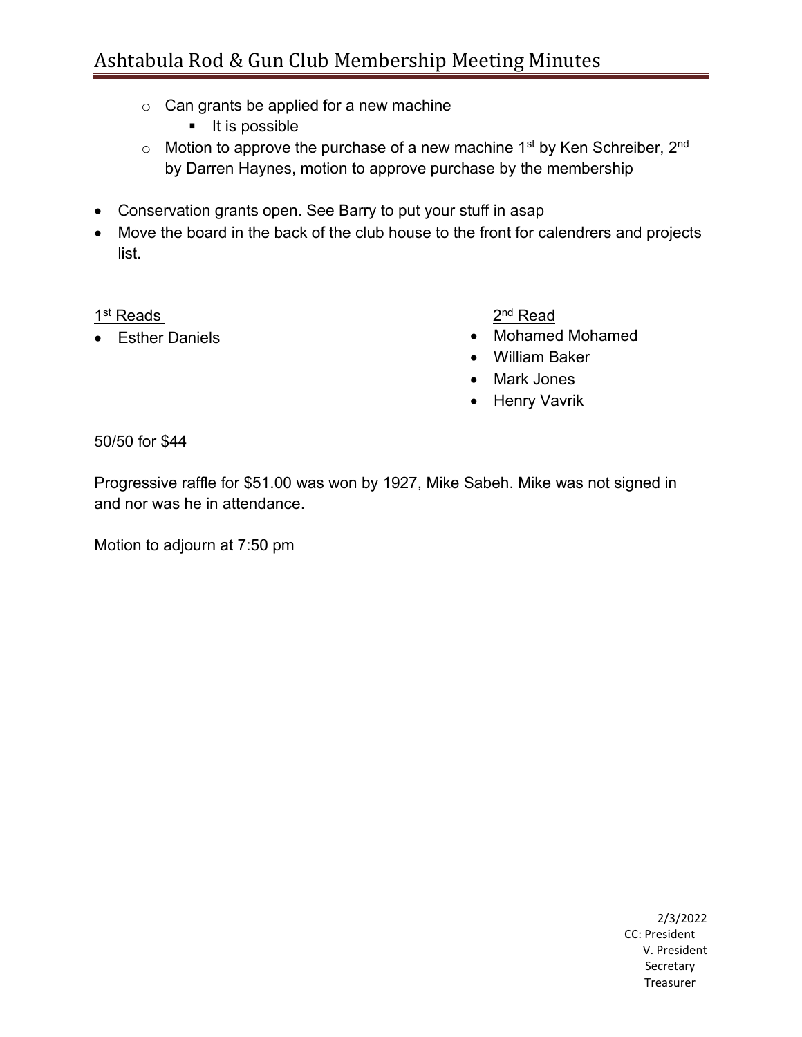- Can grants be applied for a new machine
    - It is possible
  - Motion to approve the purchase of a new machine 1st by Ken Schreiber, 2nd by Darren Haynes, motion to approve purchase by the membership

- Conservation grants open. See Barry to put your stuff in asap
- Move the board in the back of the club house to the front for calendrers and projects list.

<u>1st Reads</u>

- Esther Daniels

<u>2nd Read</u>

- Mohamed Mohamed
- William Baker
- Mark Jones
- Henry Vavrik

50/50 for $44

Progressive raffle for $51.00 was won by 1927, Mike Sabeh. Mike was not signed in and nor was he in attendance.

Motion to adjourn at 7:50 pm

2/3/2022
CC: President
V. President
Secretary
Treasurer